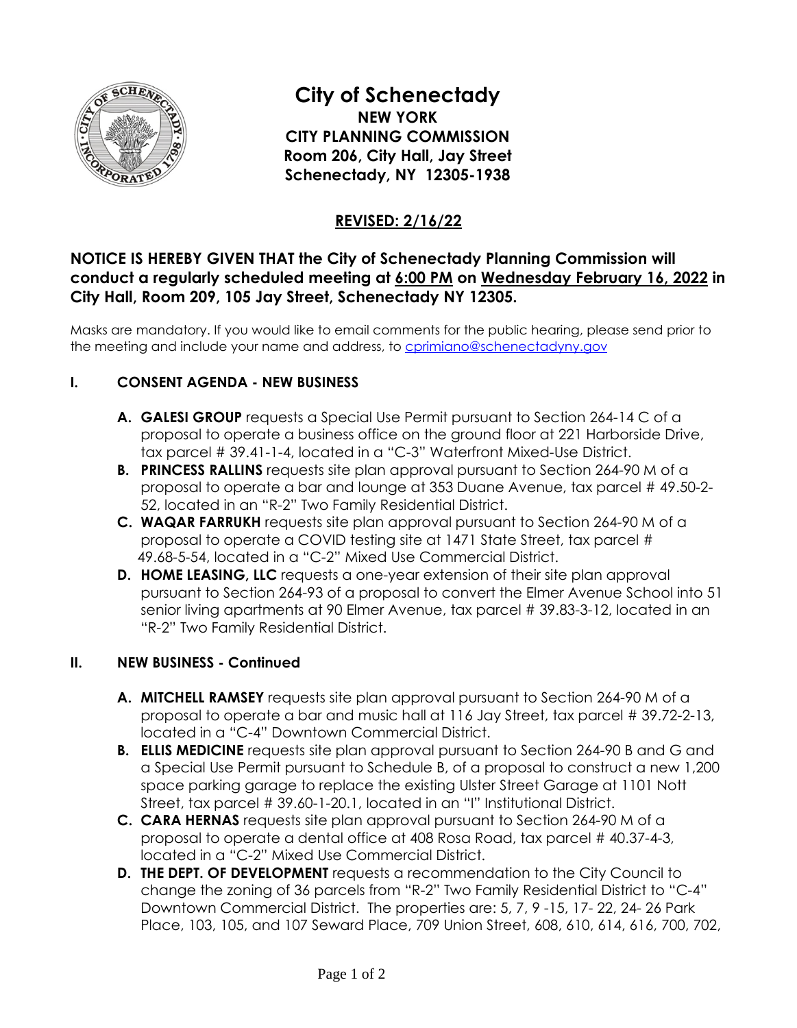# City of Schenectady

**NEW YORK**
**CITY PLANNING COMMISSION**
**Room 206, City Hall, Jay Street**
**Schenectady, NY 12305-1938**

## REVISED: 2/16/22

**NOTICE IS HEREBY GIVEN THAT the City of Schenectady Planning Commission will conduct a regularly scheduled meeting at 6:00 PM on Wednesday February 16, 2022 in City Hall, Room 209, 105 Jay Street, Schenectady NY 12305.**

Masks are mandatory. If you would like to email comments for the public hearing, please send prior to the meeting and include your name and address, to cprimiano@schenectadyny.gov

## I. CONSENT AGENDA - NEW BUSINESS

- **A. GALESI GROUP** requests a Special Use Permit pursuant to Section 264-14 C of a proposal to operate a business office on the ground floor at 221 Harborside Drive, tax parcel # 39.41-1-4, located in a "C-3" Waterfront Mixed-Use District.
- **B. PRINCESS RALLINS** requests site plan approval pursuant to Section 264-90 M of a proposal to operate a bar and lounge at 353 Duane Avenue, tax parcel # 49.50-2-52, located in an "R-2" Two Family Residential District.
- **C. WAQAR FARRUKH** requests site plan approval pursuant to Section 264-90 M of a proposal to operate a COVID testing site at 1471 State Street, tax parcel # 49.68-5-54, located in a "C-2" Mixed Use Commercial District.
- **D. HOME LEASING, LLC** requests a one-year extension of their site plan approval pursuant to Section 264-93 of a proposal to convert the Elmer Avenue School into 51 senior living apartments at 90 Elmer Avenue, tax parcel # 39.83-3-12, located in an "R-2" Two Family Residential District.

## II. NEW BUSINESS - Continued

- **A. MITCHELL RAMSEY** requests site plan approval pursuant to Section 264-90 M of a proposal to operate a bar and music hall at 116 Jay Street, tax parcel # 39.72-2-13, located in a "C-4" Downtown Commercial District.
- **B. ELLIS MEDICINE** requests site plan approval pursuant to Section 264-90 B and G and a Special Use Permit pursuant to Schedule B, of a proposal to construct a new 1,200 space parking garage to replace the existing Ulster Street Garage at 1101 Nott Street, tax parcel # 39.60-1-20.1, located in an "I" Institutional District.
- **C. CARA HERNAS** requests site plan approval pursuant to Section 264-90 M of a proposal to operate a dental office at 408 Rosa Road, tax parcel # 40.37-4-3, located in a "C-2" Mixed Use Commercial District.
- **D. THE DEPT. OF DEVELOPMENT** requests a recommendation to the City Council to change the zoning of 36 parcels from "R-2" Two Family Residential District to "C-4" Downtown Commercial District. The properties are: 5, 7, 9 -15, 17- 22, 24- 26 Park Place, 103, 105, and 107 Seward Place, 709 Union Street, 608, 610, 614, 616, 700, 702,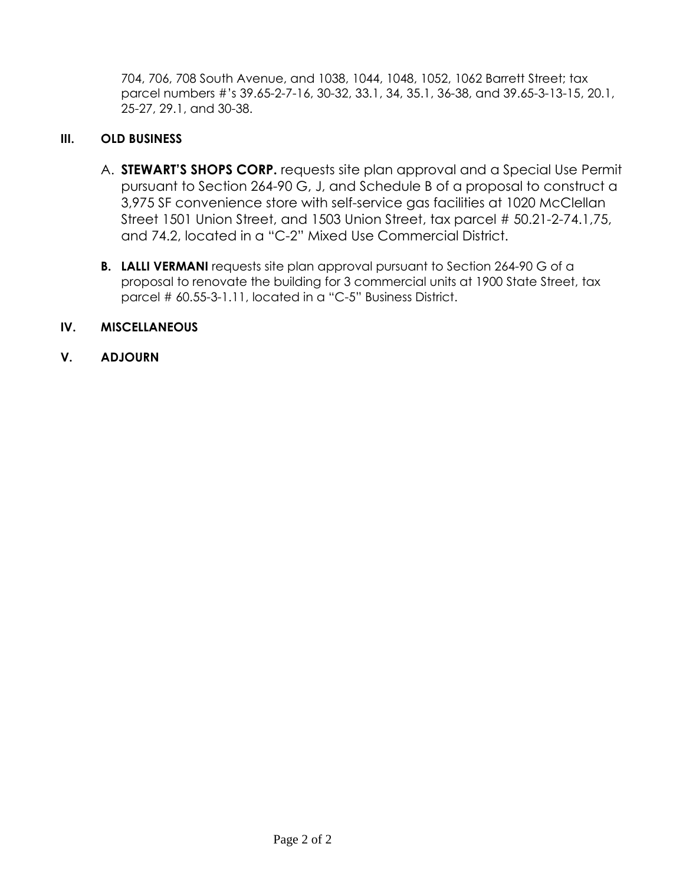704, 706, 708 South Avenue, and 1038, 1044, 1048, 1052, 1062 Barrett Street; tax parcel numbers #'s 39.65-2-7-16, 30-32, 33.1, 34, 35.1, 36-38, and 39.65-3-13-15, 20.1, 25-27, 29.1, and 30-38.

## III. OLD BUSINESS

A. **STEWART'S SHOPS CORP.** requests site plan approval and a Special Use Permit pursuant to Section 264-90 G, J, and Schedule B of a proposal to construct a 3,975 SF convenience store with self-service gas facilities at 1020 McClellan Street 1501 Union Street, and 1503 Union Street, tax parcel # 50.21-2-74.1,75, and 74.2, located in a "C-2" Mixed Use Commercial District.

**B. LALLI VERMANI** requests site plan approval pursuant to Section 264-90 G of a proposal to renovate the building for 3 commercial units at 1900 State Street, tax parcel # 60.55-3-1.11, located in a "C-5" Business District.

## IV. MISCELLANEOUS

## V. ADJOURN